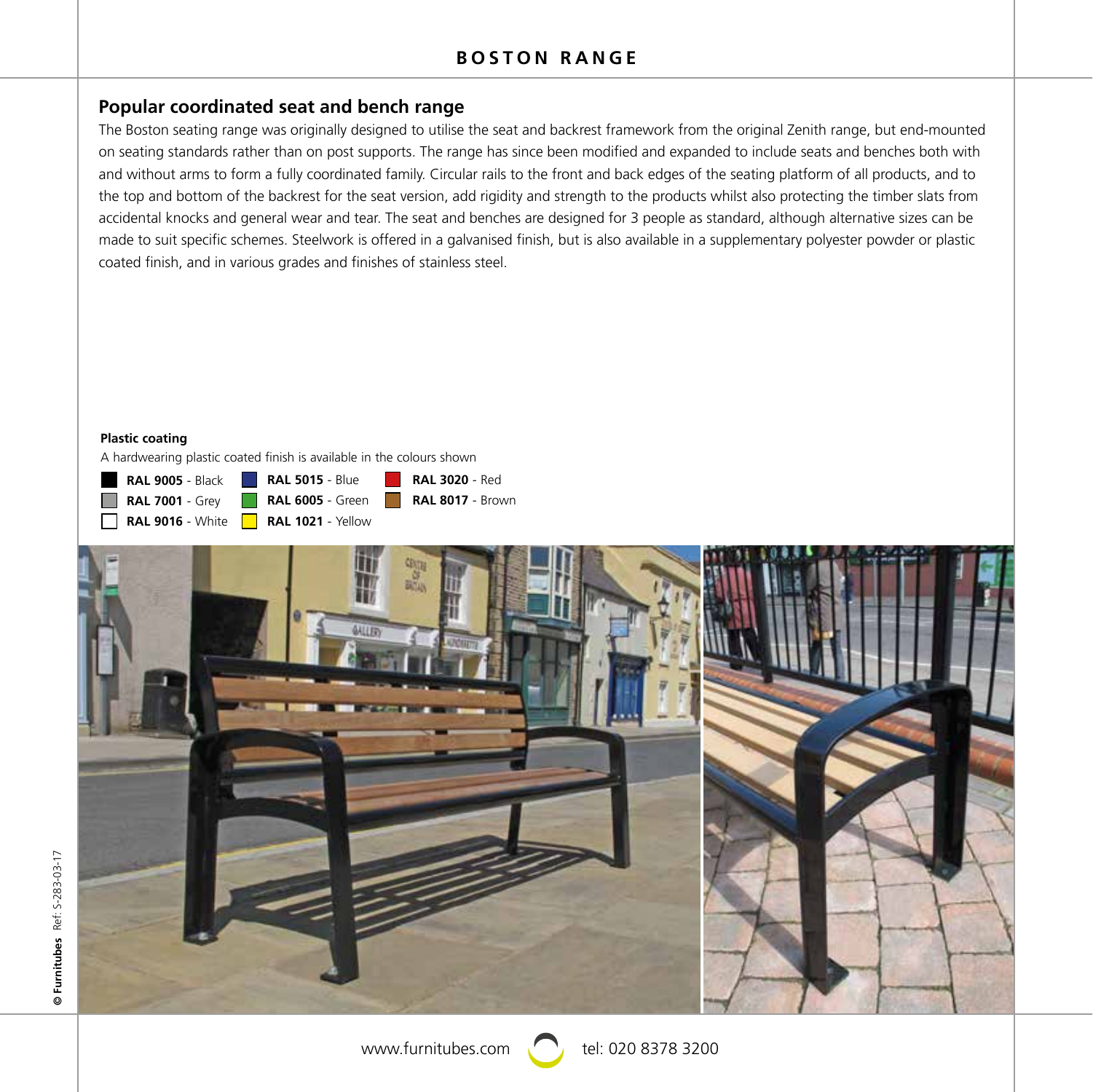# BOSTON RANGE

## Popular coordinated seat and bench range

The Boston seating range was originally designed to utilise the seat and backrest framework from the original Zenith range, but end-mounted on seating standards rather than on post supports. The range has since been modified and expanded to include seats and benches both with and without arms to form a fully coordinated family. Circular rails to the front and back edges of the seating platform of all products, and to the top and bottom of the backrest for the seat version, add rigidity and strength to the products whilst also protecting the timber slats from accidental knocks and general wear and tear. The seat and benches are designed for 3 people as standard, although alternative sizes can be made to suit specific schemes. Steelwork is offered in a galvanised finish, but is also available in a supplementary polyester powder or plastic coated finish, and in various grades and finishes of stainless steel.

**Plastic coating**

A hardwearing plastic coated finish is available in the colours shown

- **RAL 9005** - Black
- **RAL 7001** - Grey
- **RAL 9016** - White
- **RAL 5015** - Blue
- **RAL 6005** - Green
- **RAL 1021** - Yellow
- **RAL 3020** - Red
- **RAL 8017** - Brown

© Furnitubes Ref: S-283-03-17

www.furnitubes.com tel: 020 8378 3200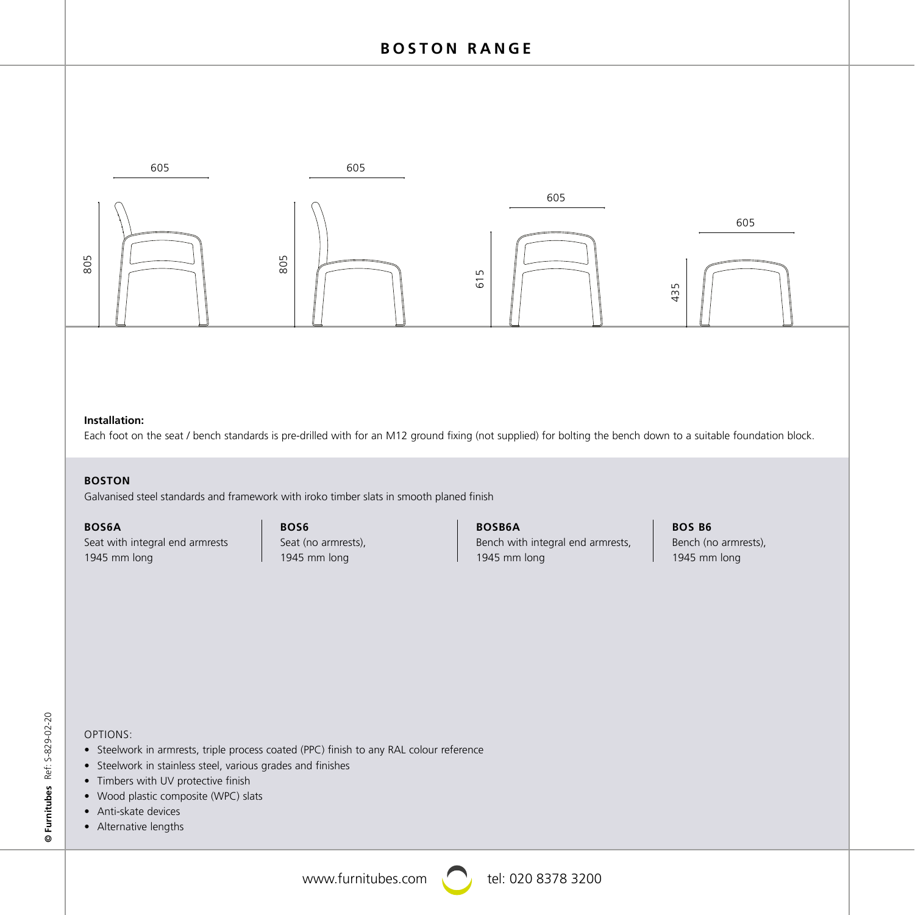# BOSTON RANGE

605

805

605

805

605

615

605

435

**Installation:**
Each foot on the seat / bench standards is pre-drilled with for an M12 ground fixing (not supplied) for bolting the bench down to a suitable foundation block.

**BOSTON**
Galvanised steel standards and framework with iroko timber slats in smooth planed finish

**BOS6A**
Seat with integral end armrests
1945 mm long

**BOS6**
Seat (no armrests),
1945 mm long

**BOSB6A**
Bench with integral end armrests,
1945 mm long

**BOS B6**
Bench (no armrests),
1945 mm long

OPTIONS:

- Steelwork in armrests, triple process coated (PPC) finish to any RAL colour reference
- Steelwork in stainless steel, various grades and finishes
- Timbers with UV protective finish
- Wood plastic composite (WPC) slats
- Anti-skate devices
- Alternative lengths

**© Furnitubes** Ref: S-829-02-20

www.furnitubes.com tel: 020 8378 3200